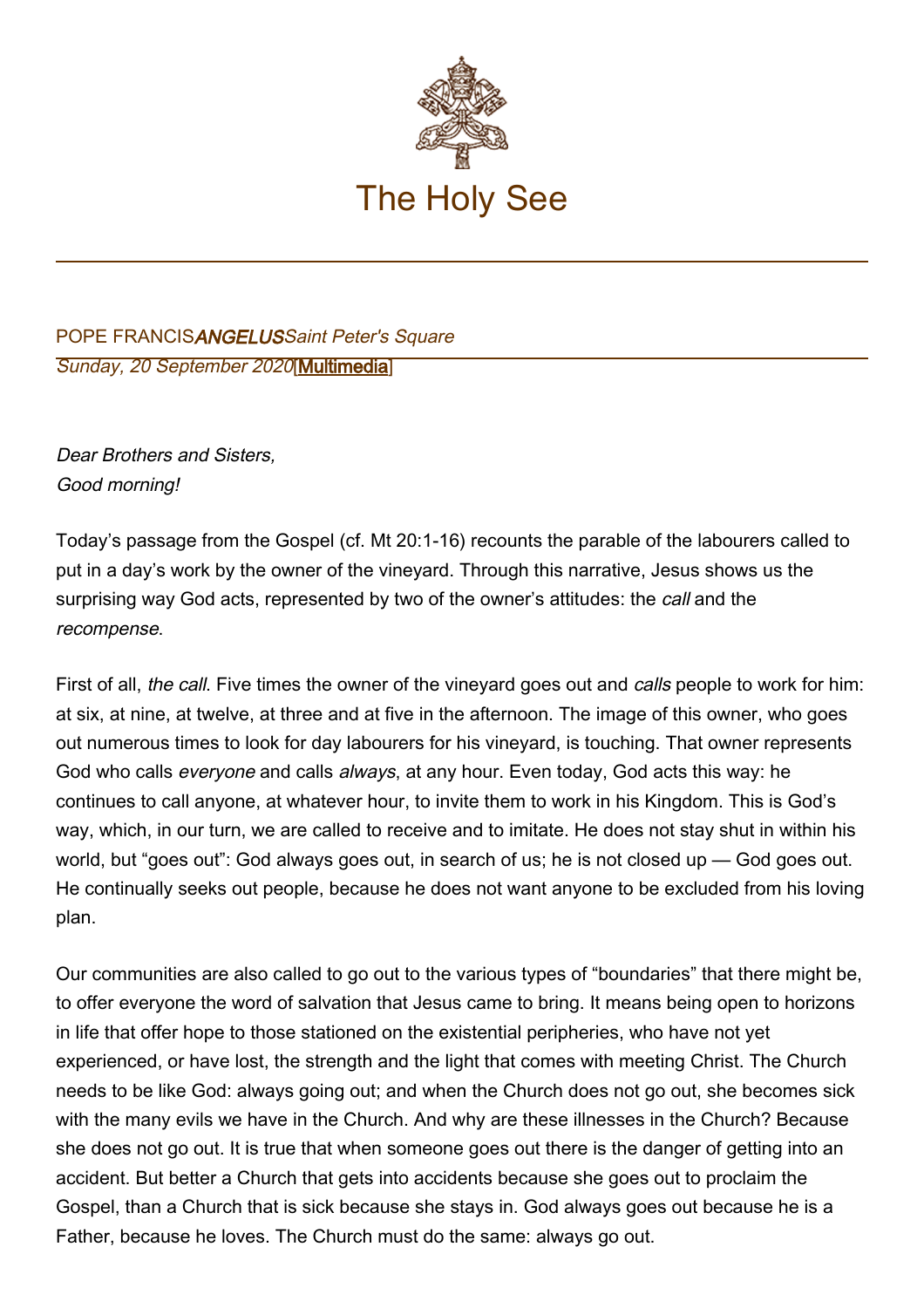# The Holy See

POPE FRANCIS *ANGELUS* *Saint Peter's Square*

*Sunday, 20 September 2020* [Multimedia]

*Dear Brothers and Sisters,*
*Good morning!*

Today's passage from the Gospel (cf. Mt 20:1-16) recounts the parable of the labourers called to put in a day's work by the owner of the vineyard. Through this narrative, Jesus shows us the surprising way God acts, represented by two of the owner's attitudes: the *call* and the *recompense*.

First of all, *the call*. Five times the owner of the vineyard goes out and *calls* people to work for him: at six, at nine, at twelve, at three and at five in the afternoon. The image of this owner, who goes out numerous times to look for day labourers for his vineyard, is touching. That owner represents God who calls *everyone* and calls *always*, at any hour. Even today, God acts this way: he continues to call anyone, at whatever hour, to invite them to work in his Kingdom. This is God's way, which, in our turn, we are called to receive and to imitate. He does not stay shut in within his world, but "goes out": God always goes out, in search of us; he is not closed up — God goes out. He continually seeks out people, because he does not want anyone to be excluded from his loving plan.

Our communities are also called to go out to the various types of "boundaries" that there might be, to offer everyone the word of salvation that Jesus came to bring. It means being open to horizons in life that offer hope to those stationed on the existential peripheries, who have not yet experienced, or have lost, the strength and the light that comes with meeting Christ. The Church needs to be like God: always going out; and when the Church does not go out, she becomes sick with the many evils we have in the Church. And why are these illnesses in the Church? Because she does not go out. It is true that when someone goes out there is the danger of getting into an accident. But better a Church that gets into accidents because she goes out to proclaim the Gospel, than a Church that is sick because she stays in. God always goes out because he is a Father, because he loves. The Church must do the same: always go out.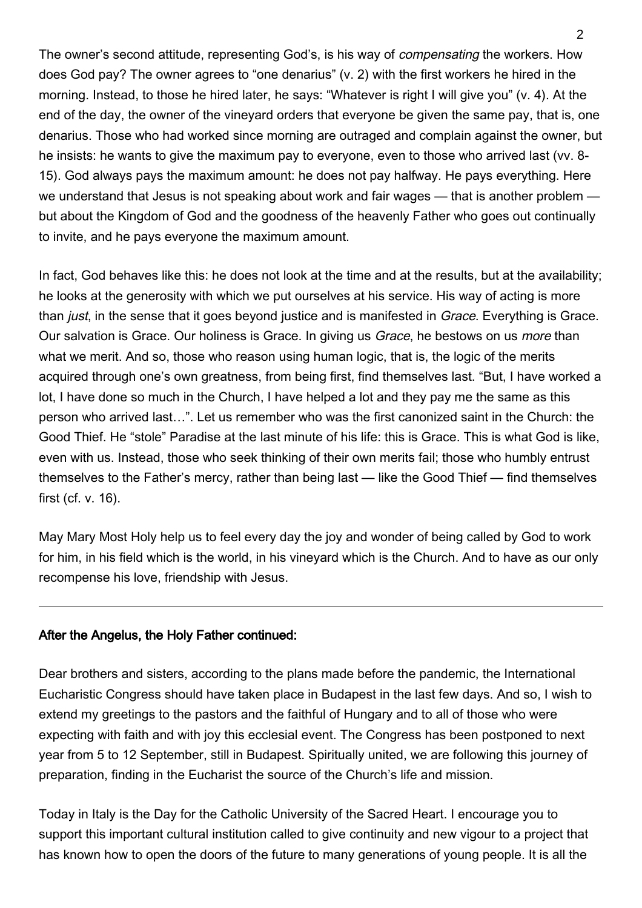The owner's second attitude, representing God's, is his way of *compensating* the workers. How does God pay? The owner agrees to "one denarius" (v. 2) with the first workers he hired in the morning. Instead, to those he hired later, he says: "Whatever is right I will give you" (v. 4). At the end of the day, the owner of the vineyard orders that everyone be given the same pay, that is, one denarius. Those who had worked since morning are outraged and complain against the owner, but he insists: he wants to give the maximum pay to everyone, even to those who arrived last (vv. 8-15). God always pays the maximum amount: he does not pay halfway. He pays everything. Here we understand that Jesus is not speaking about work and fair wages — that is another problem — but about the Kingdom of God and the goodness of the heavenly Father who goes out continually to invite, and he pays everyone the maximum amount.

In fact, God behaves like this: he does not look at the time and at the results, but at the availability; he looks at the generosity with which we put ourselves at his service. His way of acting is more than *just*, in the sense that it goes beyond justice and is manifested in *Grace*. Everything is Grace. Our salvation is Grace. Our holiness is Grace. In giving us *Grace*, he bestows on us *more* than what we merit. And so, those who reason using human logic, that is, the logic of the merits acquired through one's own greatness, from being first, find themselves last. "But, I have worked a lot, I have done so much in the Church, I have helped a lot and they pay me the same as this person who arrived last…". Let us remember who was the first canonized saint in the Church: the Good Thief. He "stole" Paradise at the last minute of his life: this is Grace. This is what God is like, even with us. Instead, those who seek thinking of their own merits fail; those who humbly entrust themselves to the Father's mercy, rather than being last — like the Good Thief — find themselves first (cf. v. 16).

May Mary Most Holy help us to feel every day the joy and wonder of being called by God to work for him, in his field which is the world, in his vineyard which is the Church. And to have as our only recompense his love, friendship with Jesus.

---

**After the Angelus, the Holy Father continued:**

Dear brothers and sisters, according to the plans made before the pandemic, the International Eucharistic Congress should have taken place in Budapest in the last few days. And so, I wish to extend my greetings to the pastors and the faithful of Hungary and to all of those who were expecting with faith and with joy this ecclesial event. The Congress has been postponed to next year from 5 to 12 September, still in Budapest. Spiritually united, we are following this journey of preparation, finding in the Eucharist the source of the Church's life and mission.

Today in Italy is the Day for the Catholic University of the Sacred Heart. I encourage you to support this important cultural institution called to give continuity and new vigour to a project that has known how to open the doors of the future to many generations of young people. It is all the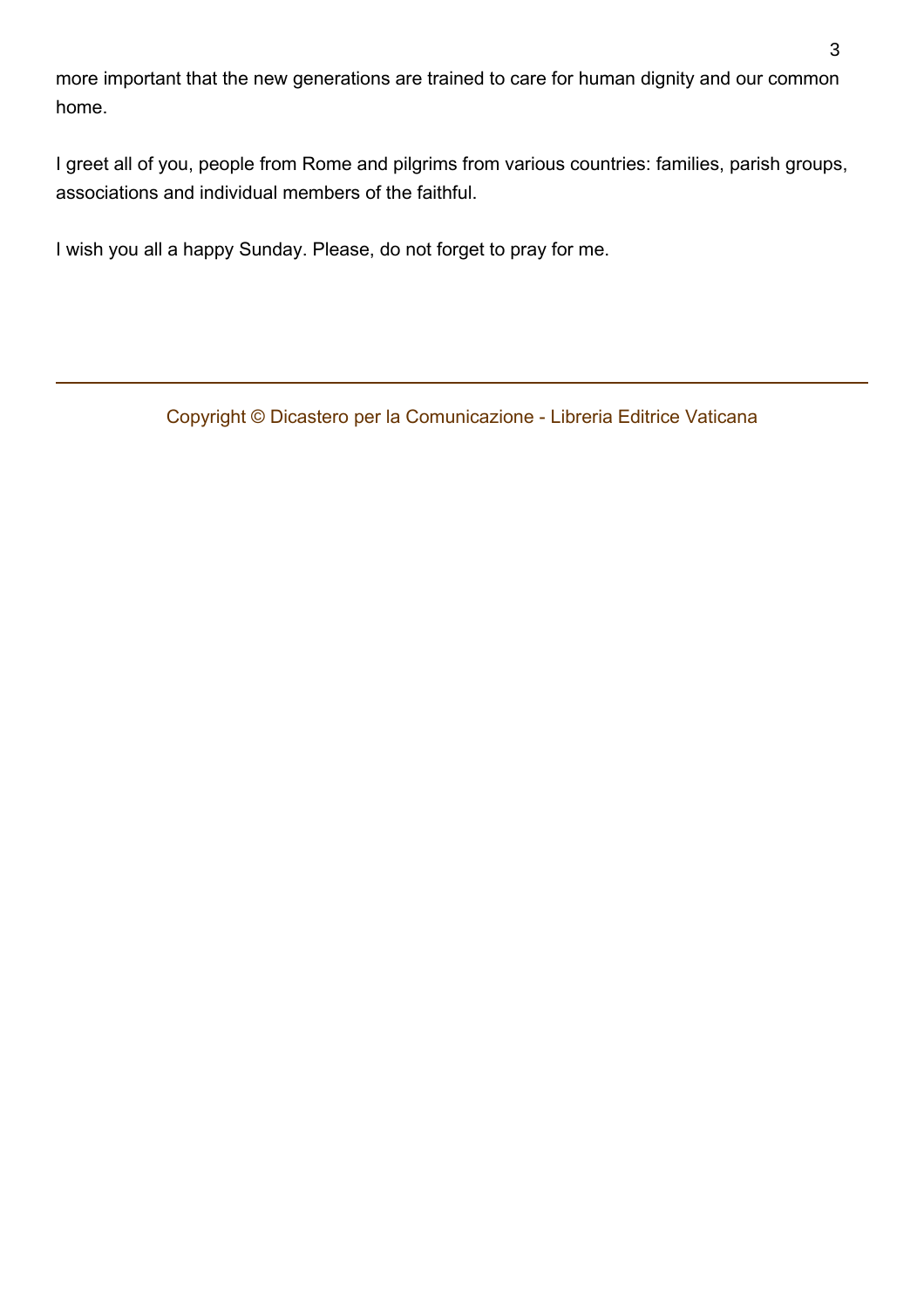more important that the new generations are trained to care for human dignity and our common home.

I greet all of you, people from Rome and pilgrims from various countries: families, parish groups, associations and individual members of the faithful.

I wish you all a happy Sunday. Please, do not forget to pray for me.

---

Copyright © Dicastero per la Comunicazione - Libreria Editrice Vaticana